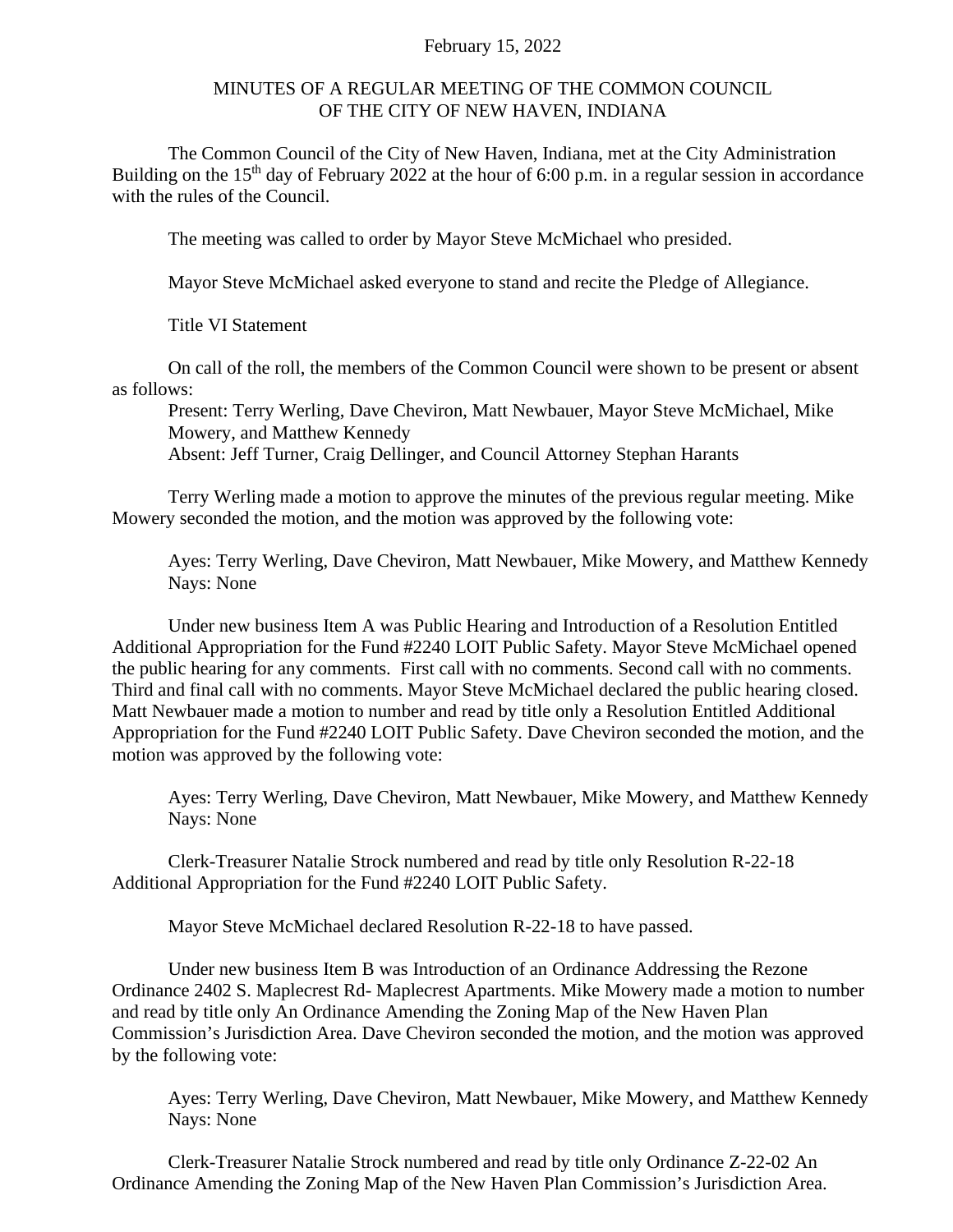February 15, 2022

# MINUTES OF A REGULAR MEETING OF THE COMMON COUNCIL OF THE CITY OF NEW HAVEN, INDIANA

The Common Council of the City of New Haven, Indiana, met at the City Administration Building on the 15th day of February 2022 at the hour of 6:00 p.m. in a regular session in accordance with the rules of the Council.

The meeting was called to order by Mayor Steve McMichael who presided.

Mayor Steve McMichael asked everyone to stand and recite the Pledge of Allegiance.

Title VI Statement

On call of the roll, the members of the Common Council were shown to be present or absent as follows:

Present: Terry Werling, Dave Cheviron, Matt Newbauer, Mayor Steve McMichael, Mike Mowery, and Matthew Kennedy
Absent: Jeff Turner, Craig Dellinger, and Council Attorney Stephan Harants

Terry Werling made a motion to approve the minutes of the previous regular meeting. Mike Mowery seconded the motion, and the motion was approved by the following vote:

Ayes: Terry Werling, Dave Cheviron, Matt Newbauer, Mike Mowery, and Matthew Kennedy
Nays: None

Under new business Item A was Public Hearing and Introduction of a Resolution Entitled Additional Appropriation for the Fund #2240 LOIT Public Safety. Mayor Steve McMichael opened the public hearing for any comments. First call with no comments. Second call with no comments. Third and final call with no comments. Mayor Steve McMichael declared the public hearing closed. Matt Newbauer made a motion to number and read by title only a Resolution Entitled Additional Appropriation for the Fund #2240 LOIT Public Safety. Dave Cheviron seconded the motion, and the motion was approved by the following vote:

Ayes: Terry Werling, Dave Cheviron, Matt Newbauer, Mike Mowery, and Matthew Kennedy
Nays: None

Clerk-Treasurer Natalie Strock numbered and read by title only Resolution R-22-18 Additional Appropriation for the Fund #2240 LOIT Public Safety.

Mayor Steve McMichael declared Resolution R-22-18 to have passed.

Under new business Item B was Introduction of an Ordinance Addressing the Rezone Ordinance 2402 S. Maplecrest Rd- Maplecrest Apartments. Mike Mowery made a motion to number and read by title only An Ordinance Amending the Zoning Map of the New Haven Plan Commission's Jurisdiction Area. Dave Cheviron seconded the motion, and the motion was approved by the following vote:

Ayes: Terry Werling, Dave Cheviron, Matt Newbauer, Mike Mowery, and Matthew Kennedy
Nays: None

Clerk-Treasurer Natalie Strock numbered and read by title only Ordinance Z-22-02 An Ordinance Amending the Zoning Map of the New Haven Plan Commission's Jurisdiction Area.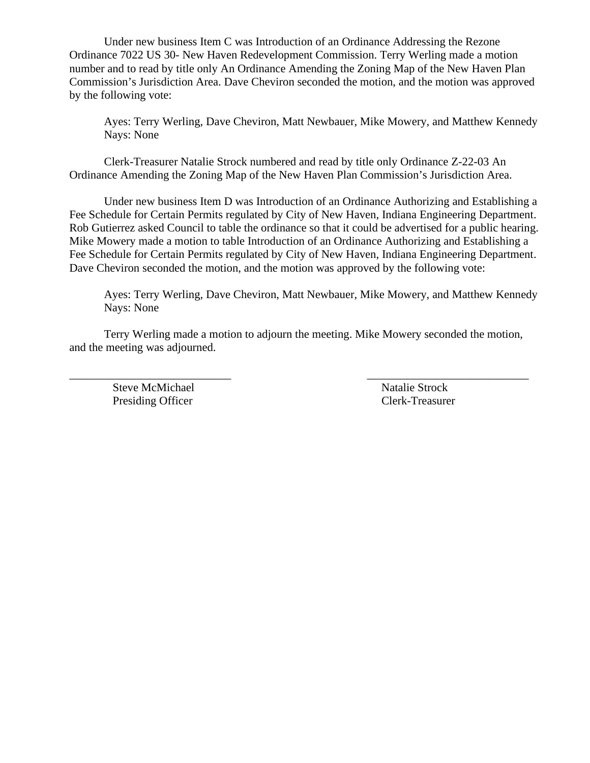Under new business Item C was Introduction of an Ordinance Addressing the Rezone Ordinance 7022 US 30- New Haven Redevelopment Commission. Terry Werling made a motion number and to read by title only An Ordinance Amending the Zoning Map of the New Haven Plan Commission's Jurisdiction Area. Dave Cheviron seconded the motion, and the motion was approved by the following vote:

Ayes: Terry Werling, Dave Cheviron, Matt Newbauer, Mike Mowery, and Matthew Kennedy
Nays: None

Clerk-Treasurer Natalie Strock numbered and read by title only Ordinance Z-22-03 An Ordinance Amending the Zoning Map of the New Haven Plan Commission's Jurisdiction Area.

Under new business Item D was Introduction of an Ordinance Authorizing and Establishing a Fee Schedule for Certain Permits regulated by City of New Haven, Indiana Engineering Department. Rob Gutierrez asked Council to table the ordinance so that it could be advertised for a public hearing. Mike Mowery made a motion to table Introduction of an Ordinance Authorizing and Establishing a Fee Schedule for Certain Permits regulated by City of New Haven, Indiana Engineering Department. Dave Cheviron seconded the motion, and the motion was approved by the following vote:

Ayes: Terry Werling, Dave Cheviron, Matt Newbauer, Mike Mowery, and Matthew Kennedy
Nays: None

Terry Werling made a motion to adjourn the meeting. Mike Mowery seconded the motion, and the meeting was adjourned.

____________________________ ____________________________

Steve McMichael
Presiding Officer

Natalie Strock
Clerk-Treasurer